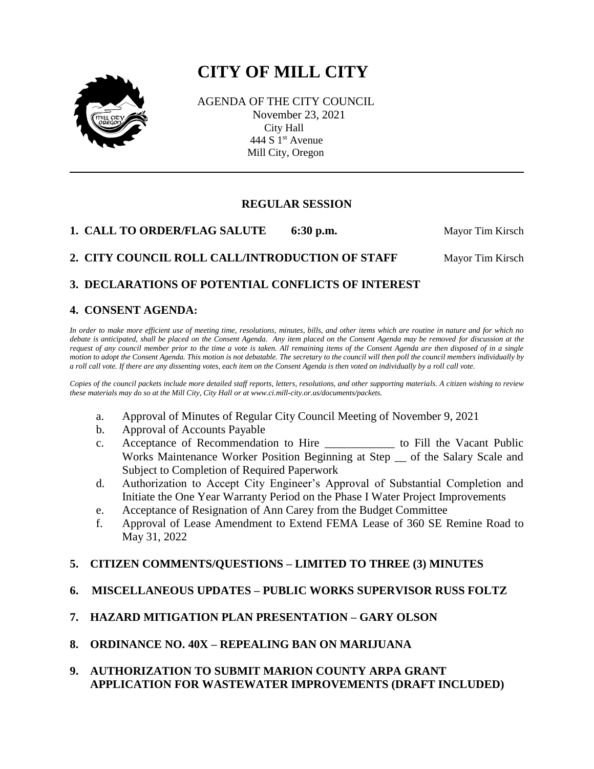# CITY OF MILL CITY

AGENDA OF THE CITY COUNCIL
November 23, 2021
City Hall
444 S 1st Avenue
Mill City, Oregon

---

## REGULAR SESSION

**1. CALL TO ORDER/FLAG SALUTE 6:30 p.m.** Mayor Tim Kirsch

**2. CITY COUNCIL ROLL CALL/INTRODUCTION OF STAFF** Mayor Tim Kirsch

**3. DECLARATIONS OF POTENTIAL CONFLICTS OF INTEREST**

**4. CONSENT AGENDA:**

*In order to make more efficient use of meeting time, resolutions, minutes, bills, and other items which are routine in nature and for which no debate is anticipated, shall be placed on the Consent Agenda. Any item placed on the Consent Agenda may be removed for discussion at the request of any council member prior to the time a vote is taken. All remaining items of the Consent Agenda are then disposed of in a single motion to adopt the Consent Agenda. This motion is not debatable. The secretary to the council will then poll the council members individually by a roll call vote. If there are any dissenting votes, each item on the Consent Agenda is then voted on individually by a roll call vote.*

*Copies of the council packets include more detailed staff reports, letters, resolutions, and other supporting materials. A citizen wishing to review these materials may do so at the Mill City, City Hall or at www.ci.mill-city.or.us/documents/packets.*

a. Approval of Minutes of Regular City Council Meeting of November 9, 2021
b. Approval of Accounts Payable
c. Acceptance of Recommendation to Hire ____________ to Fill the Vacant Public Works Maintenance Worker Position Beginning at Step __ of the Salary Scale and Subject to Completion of Required Paperwork
d. Authorization to Accept City Engineer's Approval of Substantial Completion and Initiate the One Year Warranty Period on the Phase I Water Project Improvements
e. Acceptance of Resignation of Ann Carey from the Budget Committee
f. Approval of Lease Amendment to Extend FEMA Lease of 360 SE Remine Road to May 31, 2022

**5. CITIZEN COMMENTS/QUESTIONS – LIMITED TO THREE (3) MINUTES**

**6. MISCELLANEOUS UPDATES – PUBLIC WORKS SUPERVISOR RUSS FOLTZ**

**7. HAZARD MITIGATION PLAN PRESENTATION – GARY OLSON**

**8. ORDINANCE NO. 40X – REPEALING BAN ON MARIJUANA**

**9. AUTHORIZATION TO SUBMIT MARION COUNTY ARPA GRANT APPLICATION FOR WASTEWATER IMPROVEMENTS (DRAFT INCLUDED)**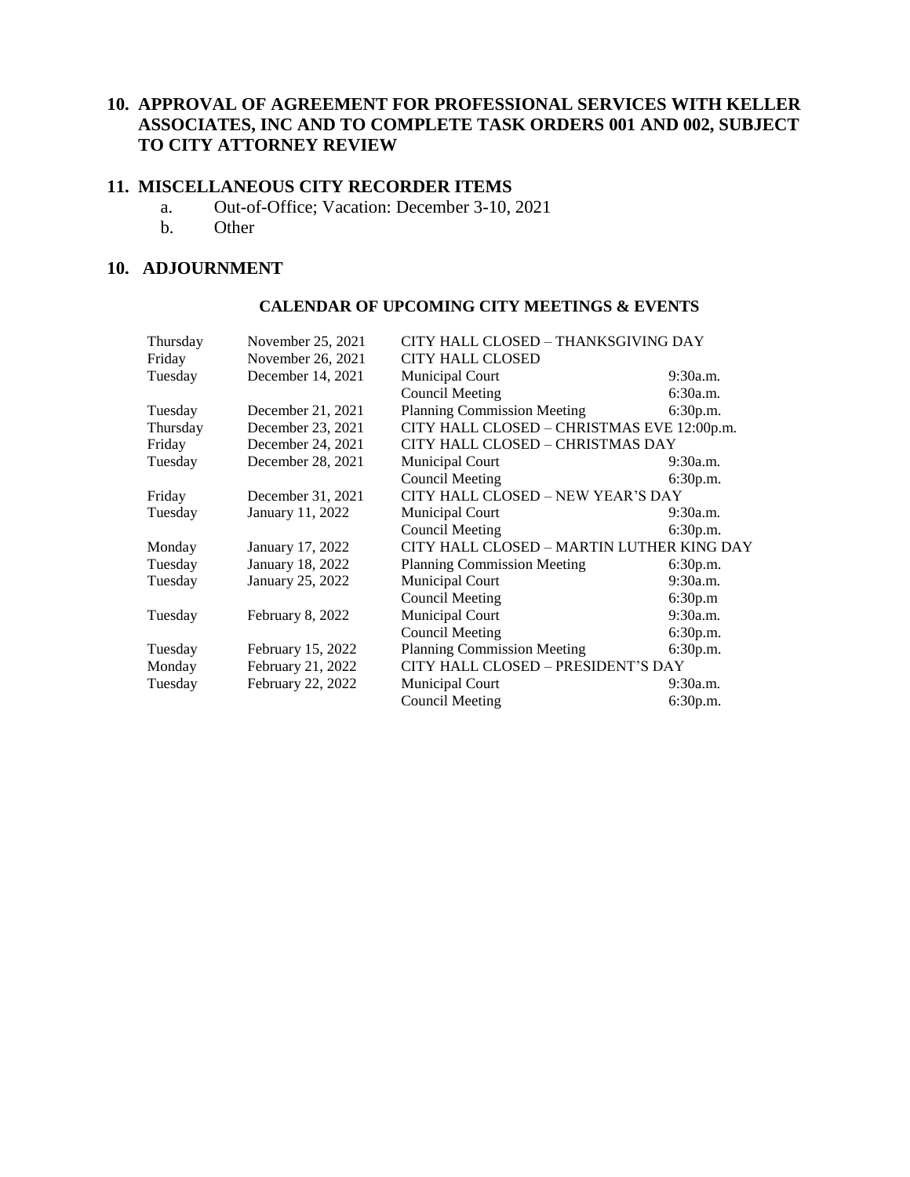## 10. APPROVAL OF AGREEMENT FOR PROFESSIONAL SERVICES WITH KELLER ASSOCIATES, INC AND TO COMPLETE TASK ORDERS 001 AND 002, SUBJECT TO CITY ATTORNEY REVIEW

## 11. MISCELLANEOUS CITY RECORDER ITEMS

a. Out-of-Office; Vacation: December 3-10, 2021

b. Other

## 10. ADJOURNMENT

### CALENDAR OF UPCOMING CITY MEETINGS & EVENTS

| | | | |
|---|---|---|---|
| Thursday | November 25, 2021 | CITY HALL CLOSED – THANKSGIVING DAY | |
| Friday | November 26, 2021 | CITY HALL CLOSED | |
| Tuesday | December 14, 2021 | Municipal Court | 9:30a.m. |
| | | Council Meeting | 6:30a.m. |
| Tuesday | December 21, 2021 | Planning Commission Meeting | 6:30p.m. |
| Thursday | December 23, 2021 | CITY HALL CLOSED – CHRISTMAS EVE 12:00p.m. | |
| Friday | December 24, 2021 | CITY HALL CLOSED – CHRISTMAS DAY | |
| Tuesday | December 28, 2021 | Municipal Court | 9:30a.m. |
| | | Council Meeting | 6:30p.m. |
| Friday | December 31, 2021 | CITY HALL CLOSED – NEW YEAR'S DAY | |
| Tuesday | January 11, 2022 | Municipal Court | 9:30a.m. |
| | | Council Meeting | 6:30p.m. |
| Monday | January 17, 2022 | CITY HALL CLOSED – MARTIN LUTHER KING DAY | |
| Tuesday | January 18, 2022 | Planning Commission Meeting | 6:30p.m. |
| Tuesday | January 25, 2022 | Municipal Court | 9:30a.m. |
| | | Council Meeting | 6:30p.m |
| Tuesday | February 8, 2022 | Municipal Court | 9:30a.m. |
| | | Council Meeting | 6:30p.m. |
| Tuesday | February 15, 2022 | Planning Commission Meeting | 6:30p.m. |
| Monday | February 21, 2022 | CITY HALL CLOSED – PRESIDENT'S DAY | |
| Tuesday | February 22, 2022 | Municipal Court | 9:30a.m. |
| | | Council Meeting | 6:30p.m. |